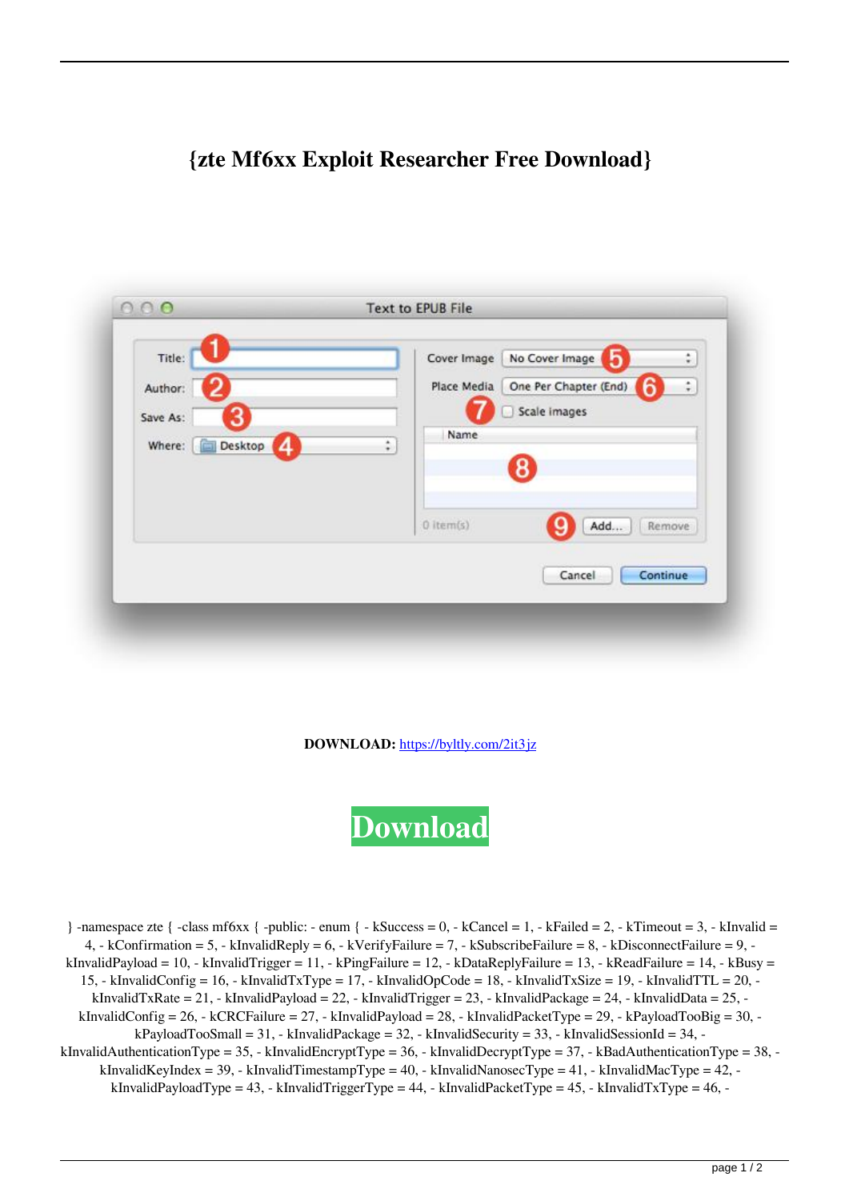# {zte Mf6xx Exploit Researcher Free Download}

**DOWNLOAD:** https://byltly.com/2it3jz

**Download**

} -namespace zte { -class mf6xx { -public: - enum { - kSuccess = 0, - kCancel = 1, - kFailed = 2, - kTimeout = 3, - kInvalid = 4, - kConfirmation = 5, - kInvalidReply = 6, - kVerifyFailure = 7, - kSubscribeFailure = 8, - kDisconnectFailure = 9, - kInvalidPayload = 10, - kInvalidTrigger = 11, - kPingFailure = 12, - kDataReplyFailure = 13, - kReadFailure = 14, - kBusy = 15, - kInvalidConfig = 16, - kInvalidTxType = 17, - kInvalidOpCode = 18, - kInvalidTxSize = 19, - kInvalidTTL = 20, - kInvalidTxRate = 21, - kInvalidPayload = 22, - kInvalidTrigger = 23, - kInvalidPackage = 24, - kInvalidData = 25, - kInvalidConfig = 26, - kCRCFailure = 27, - kInvalidPayload = 28, - kInvalidPacketType = 29, - kPayloadTooBig = 30, - kPayloadTooSmall = 31, - kInvalidPackage = 32, - kInvalidSecurity = 33, - kInvalidSessionId = 34, - kInvalidAuthenticationType = 35, - kInvalidEncryptType = 36, - kInvalidDecryptType = 37, - kBadAuthenticationType = 38, - kInvalidKeyIndex = 39, - kInvalidTimestampType = 40, - kInvalidNanosecType = 41, - kInvalidMacType = 42, - kInvalidPayloadType = 43, - kInvalidTriggerType = 44, - kInvalidPacketType = 45, - kInvalidTxType = 46, -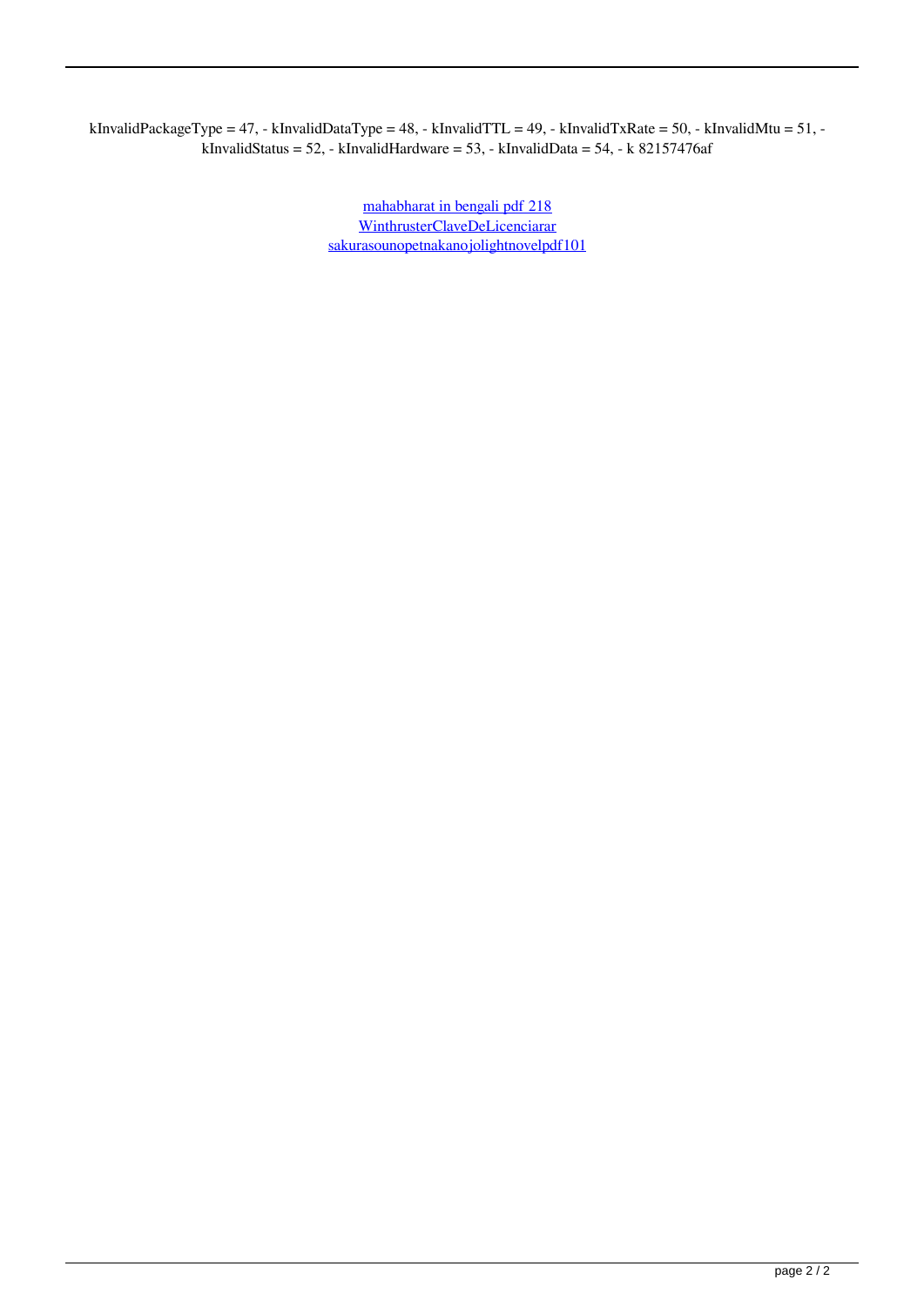kInvalidPackageType = 47, - kInvalidDataType = 48, - kInvalidTTL = 49, - kInvalidTxRate = 50, - kInvalidMtu = 51, - kInvalidStatus = 52, - kInvalidHardware = 53, - kInvalidData = 54, - k 82157476af

mahabharat in bengali pdf 218
WinthrusterClaveDeLicenciarar
sakurasounopetnakanojolightnovelpdf101